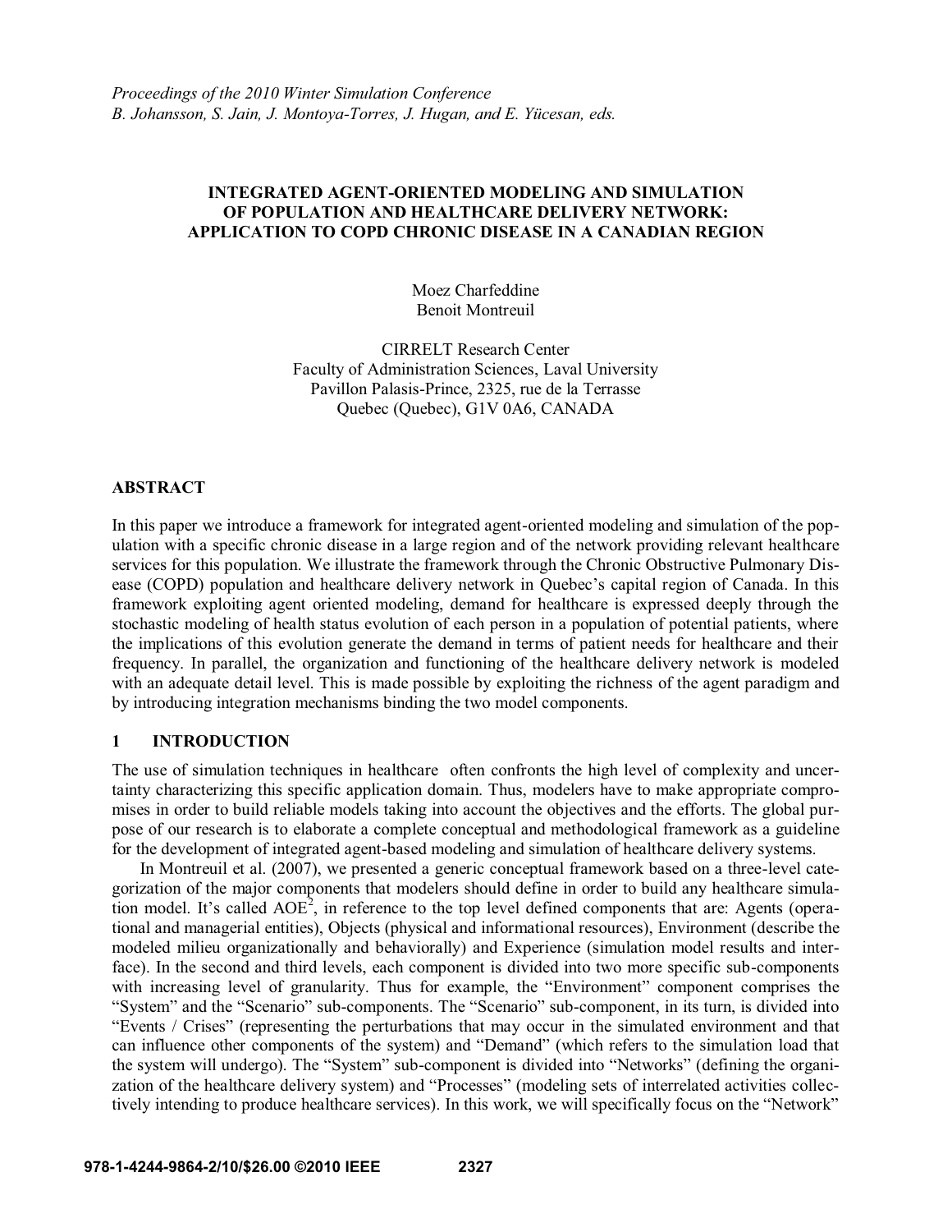*Proceedings of the 2010 Winter Simulation Conference*
*B. Johansson, S. Jain, J. Montoya-Torres, J. Hugan, and E. Yücesan, eds.*

# INTEGRATED AGENT-ORIENTED MODELING AND SIMULATION OF POPULATION AND HEALTHCARE DELIVERY NETWORK: APPLICATION TO COPD CHRONIC DISEASE IN A CANADIAN REGION

Moez Charfeddine
Benoit Montreuil

CIRRELT Research Center
Faculty of Administration Sciences, Laval University
Pavillon Palasis-Prince, 2325, rue de la Terrasse
Quebec (Quebec), G1V 0A6, CANADA

## ABSTRACT

In this paper we introduce a framework for integrated agent-oriented modeling and simulation of the population with a specific chronic disease in a large region and of the network providing relevant healthcare services for this population. We illustrate the framework through the Chronic Obstructive Pulmonary Disease (COPD) population and healthcare delivery network in Quebec's capital region of Canada. In this framework exploiting agent oriented modeling, demand for healthcare is expressed deeply through the stochastic modeling of health status evolution of each person in a population of potential patients, where the implications of this evolution generate the demand in terms of patient needs for healthcare and their frequency. In parallel, the organization and functioning of the healthcare delivery network is modeled with an adequate detail level. This is made possible by exploiting the richness of the agent paradigm and by introducing integration mechanisms binding the two model components.

## 1 INTRODUCTION

The use of simulation techniques in healthcare often confronts the high level of complexity and uncertainty characterizing this specific application domain. Thus, modelers have to make appropriate compromises in order to build reliable models taking into account the objectives and the efforts. The global purpose of our research is to elaborate a complete conceptual and methodological framework as a guideline for the development of integrated agent-based modeling and simulation of healthcare delivery systems.

In Montreuil et al. (2007), we presented a generic conceptual framework based on a three-level categorization of the major components that modelers should define in order to build any healthcare simulation model. It's called AOE$^2$, in reference to the top level defined components that are: Agents (operational and managerial entities), Objects (physical and informational resources), Environment (describe the modeled milieu organizationally and behaviorally) and Experience (simulation model results and interface). In the second and third levels, each component is divided into two more specific sub-components with increasing level of granularity. Thus for example, the "Environment" component comprises the "System" and the "Scenario" sub-components. The "Scenario" sub-component, in its turn, is divided into "Events / Crises" (representing the perturbations that may occur in the simulated environment and that can influence other components of the system) and "Demand" (which refers to the simulation load that the system will undergo). The "System" sub-component is divided into "Networks" (defining the organization of the healthcare delivery system) and "Processes" (modeling sets of interrelated activities collectively intending to produce healthcare services). In this work, we will specifically focus on the "Network"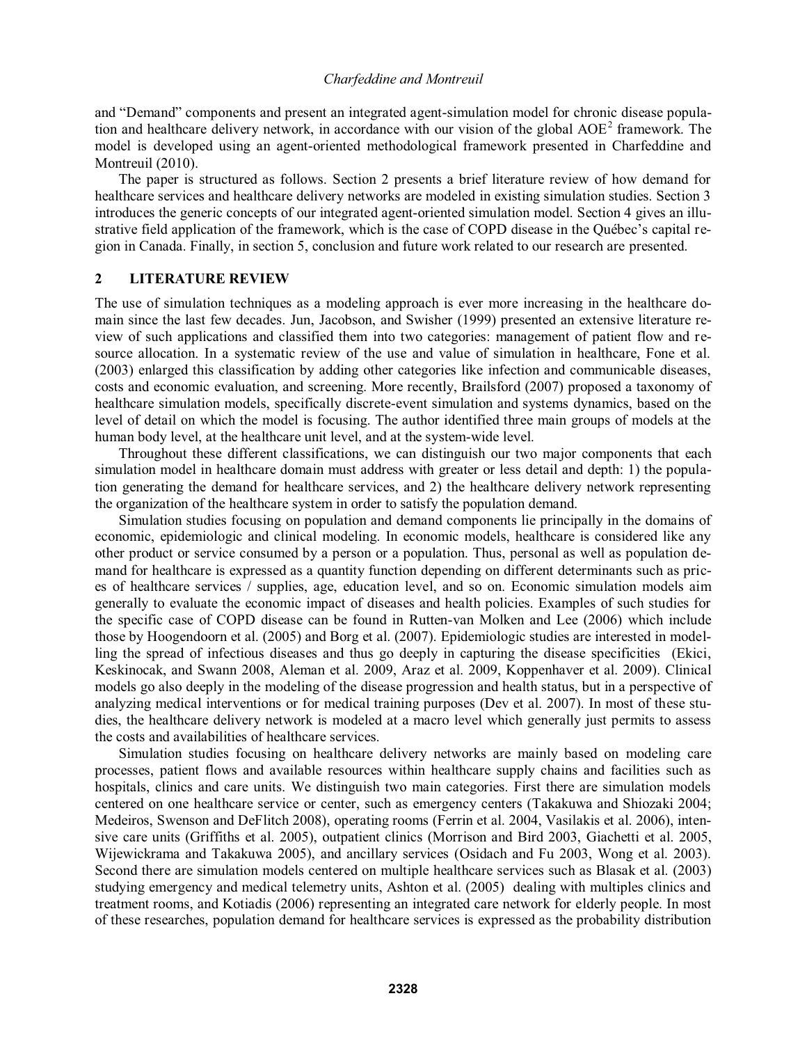and "Demand" components and present an integrated agent-simulation model for chronic disease population and healthcare delivery network, in accordance with our vision of the global AOE[2] framework. The model is developed using an agent-oriented methodological framework presented in Charfeddine and Montreuil (2010).

The paper is structured as follows. Section 2 presents a brief literature review of how demand for healthcare services and healthcare delivery networks are modeled in existing simulation studies. Section 3 introduces the generic concepts of our integrated agent-oriented simulation model. Section 4 gives an illustrative field application of the framework, which is the case of COPD disease in the Québec's capital region in Canada. Finally, in section 5, conclusion and future work related to our research are presented.

## 2 LITERATURE REVIEW

The use of simulation techniques as a modeling approach is ever more increasing in the healthcare domain since the last few decades. Jun, Jacobson, and Swisher (1999) presented an extensive literature review of such applications and classified them into two categories: management of patient flow and resource allocation. In a systematic review of the use and value of simulation in healthcare, Fone et al. (2003) enlarged this classification by adding other categories like infection and communicable diseases, costs and economic evaluation, and screening. More recently, Brailsford (2007) proposed a taxonomy of healthcare simulation models, specifically discrete-event simulation and systems dynamics, based on the level of detail on which the model is focusing. The author identified three main groups of models at the human body level, at the healthcare unit level, and at the system-wide level.

Throughout these different classifications, we can distinguish our two major components that each simulation model in healthcare domain must address with greater or less detail and depth: 1) the population generating the demand for healthcare services, and 2) the healthcare delivery network representing the organization of the healthcare system in order to satisfy the population demand.

Simulation studies focusing on population and demand components lie principally in the domains of economic, epidemiologic and clinical modeling. In economic models, healthcare is considered like any other product or service consumed by a person or a population. Thus, personal as well as population demand for healthcare is expressed as a quantity function depending on different determinants such as prices of healthcare services / supplies, age, education level, and so on. Economic simulation models aim generally to evaluate the economic impact of diseases and health policies. Examples of such studies for the specific case of COPD disease can be found in Rutten-van Molken and Lee (2006) which include those by Hoogendoorn et al. (2005) and Borg et al. (2007). Epidemiologic studies are interested in modelling the spread of infectious diseases and thus go deeply in capturing the disease specificities (Ekici, Keskinocak, and Swann 2008, Aleman et al. 2009, Araz et al. 2009, Koppenhaver et al. 2009). Clinical models go also deeply in the modeling of the disease progression and health status, but in a perspective of analyzing medical interventions or for medical training purposes (Dev et al. 2007). In most of these studies, the healthcare delivery network is modeled at a macro level which generally just permits to assess the costs and availabilities of healthcare services.

Simulation studies focusing on healthcare delivery networks are mainly based on modeling care processes, patient flows and available resources within healthcare supply chains and facilities such as hospitals, clinics and care units. We distinguish two main categories. First there are simulation models centered on one healthcare service or center, such as emergency centers (Takakuwa and Shiozaki 2004; Medeiros, Swenson and DeFlitch 2008), operating rooms (Ferrin et al. 2004, Vasilakis et al. 2006), intensive care units (Griffiths et al. 2005), outpatient clinics (Morrison and Bird 2003, Giachetti et al. 2005, Wijewickrama and Takakuwa 2005), and ancillary services (Osidach and Fu 2003, Wong et al. 2003). Second there are simulation models centered on multiple healthcare services such as Blasak et al. (2003) studying emergency and medical telemetry units, Ashton et al. (2005) dealing with multiples clinics and treatment rooms, and Kotiadis (2006) representing an integrated care network for elderly people. In most of these researches, population demand for healthcare services is expressed as the probability distribution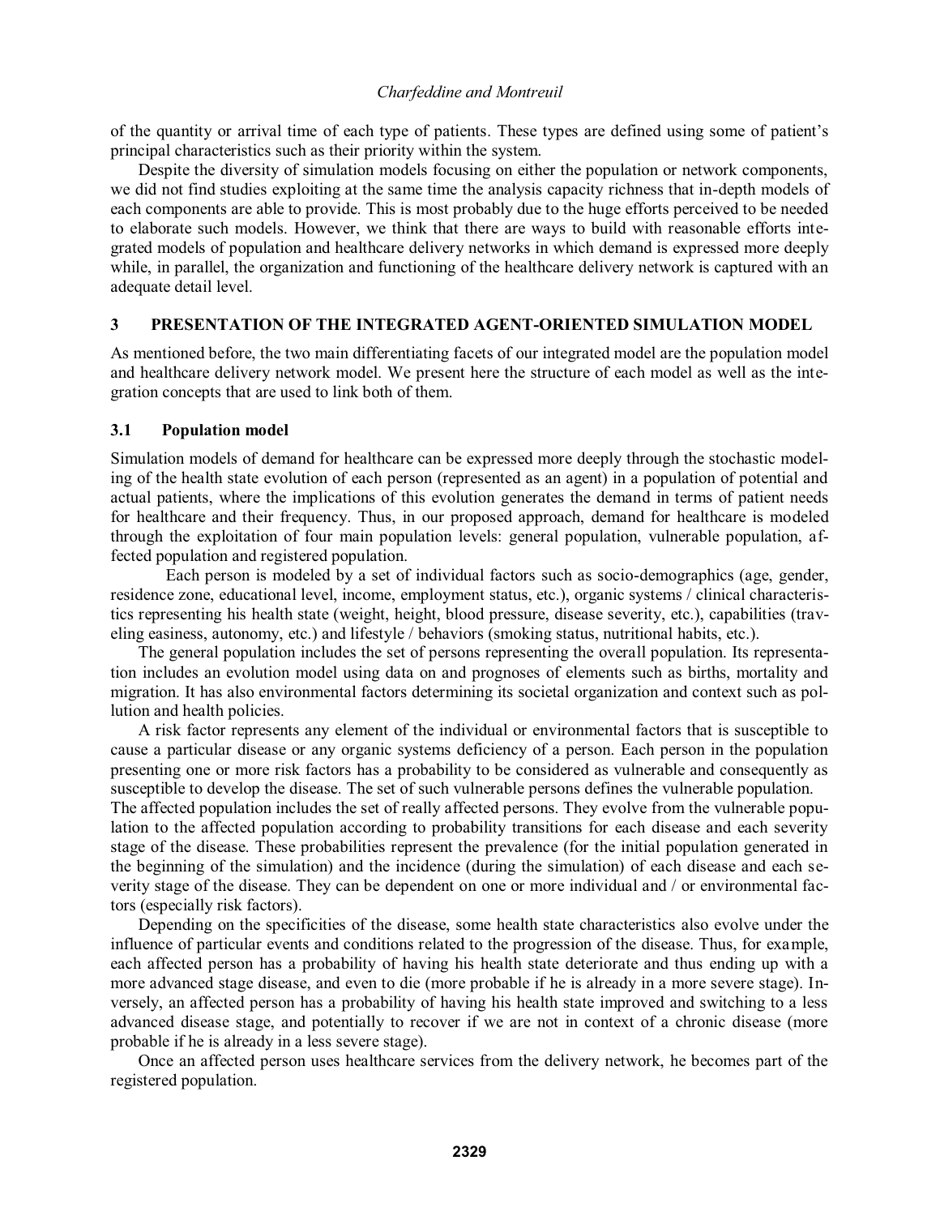of the quantity or arrival time of each type of patients. These types are defined using some of patient's principal characteristics such as their priority within the system.

Despite the diversity of simulation models focusing on either the population or network components, we did not find studies exploiting at the same time the analysis capacity richness that in-depth models of each components are able to provide. This is most probably due to the huge efforts perceived to be needed to elaborate such models. However, we think that there are ways to build with reasonable efforts integrated models of population and healthcare delivery networks in which demand is expressed more deeply while, in parallel, the organization and functioning of the healthcare delivery network is captured with an adequate detail level.

## 3 PRESENTATION OF THE INTEGRATED AGENT-ORIENTED SIMULATION MODEL

As mentioned before, the two main differentiating facets of our integrated model are the population model and healthcare delivery network model. We present here the structure of each model as well as the integration concepts that are used to link both of them.

### 3.1 Population model

Simulation models of demand for healthcare can be expressed more deeply through the stochastic modeling of the health state evolution of each person (represented as an agent) in a population of potential and actual patients, where the implications of this evolution generates the demand in terms of patient needs for healthcare and their frequency. Thus, in our proposed approach, demand for healthcare is modeled through the exploitation of four main population levels: general population, vulnerable population, affected population and registered population.

Each person is modeled by a set of individual factors such as socio-demographics (age, gender, residence zone, educational level, income, employment status, etc.), organic systems / clinical characteristics representing his health state (weight, height, blood pressure, disease severity, etc.), capabilities (traveling easiness, autonomy, etc.) and lifestyle / behaviors (smoking status, nutritional habits, etc.).

The general population includes the set of persons representing the overall population. Its representation includes an evolution model using data on and prognoses of elements such as births, mortality and migration. It has also environmental factors determining its societal organization and context such as pollution and health policies.

A risk factor represents any element of the individual or environmental factors that is susceptible to cause a particular disease or any organic systems deficiency of a person. Each person in the population presenting one or more risk factors has a probability to be considered as vulnerable and consequently as susceptible to develop the disease. The set of such vulnerable persons defines the vulnerable population.

The affected population includes the set of really affected persons. They evolve from the vulnerable population to the affected population according to probability transitions for each disease and each severity stage of the disease. These probabilities represent the prevalence (for the initial population generated in the beginning of the simulation) and the incidence (during the simulation) of each disease and each severity stage of the disease. They can be dependent on one or more individual and / or environmental factors (especially risk factors).

Depending on the specificities of the disease, some health state characteristics also evolve under the influence of particular events and conditions related to the progression of the disease. Thus, for example, each affected person has a probability of having his health state deteriorate and thus ending up with a more advanced stage disease, and even to die (more probable if he is already in a more severe stage). Inversely, an affected person has a probability of having his health state improved and switching to a less advanced disease stage, and potentially to recover if we are not in context of a chronic disease (more probable if he is already in a less severe stage).

Once an affected person uses healthcare services from the delivery network, he becomes part of the registered population.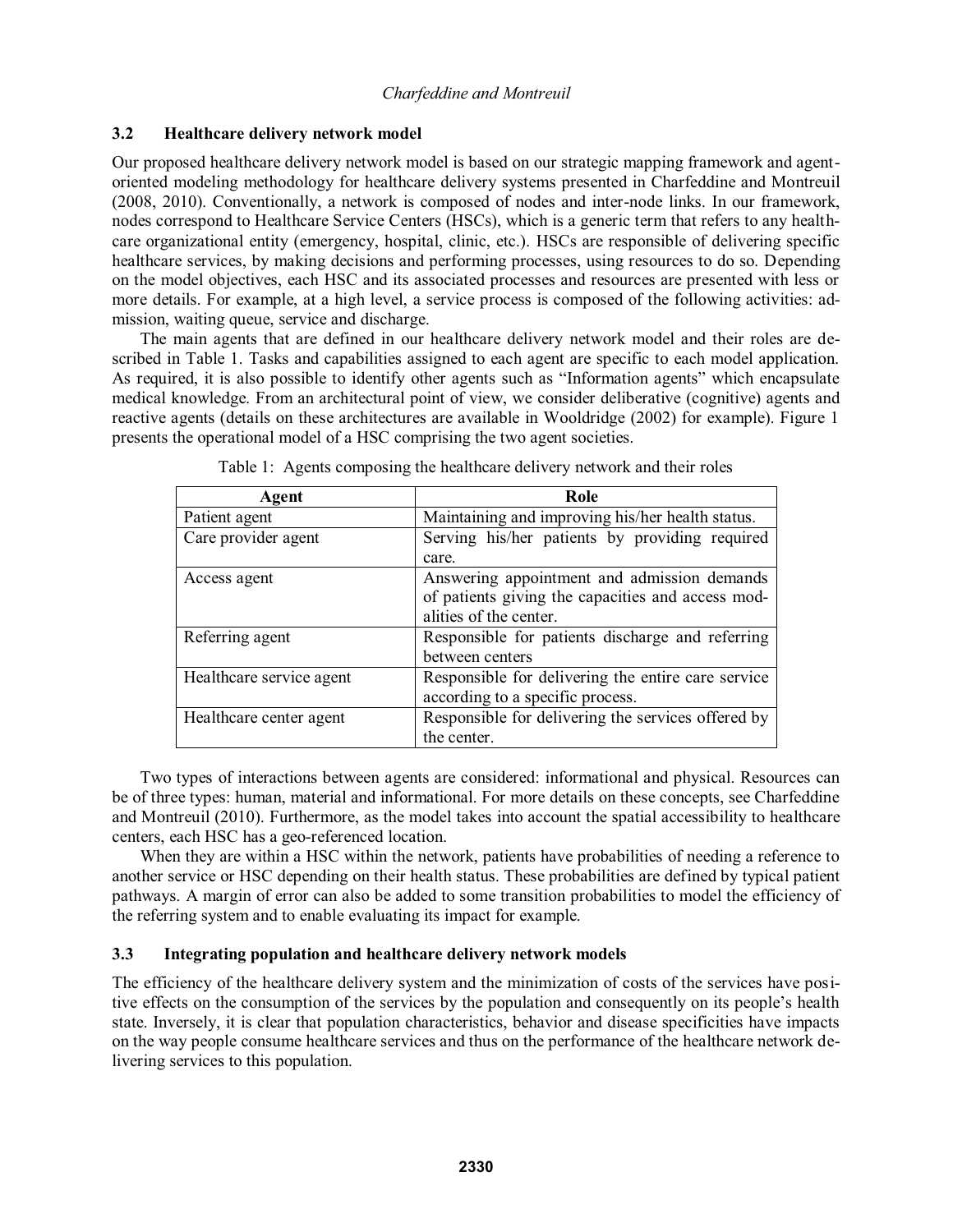### 3.2 Healthcare delivery network model

Our proposed healthcare delivery network model is based on our strategic mapping framework and agent-oriented modeling methodology for healthcare delivery systems presented in Charfeddine and Montreuil (2008, 2010). Conventionally, a network is composed of nodes and inter-node links. In our framework, nodes correspond to Healthcare Service Centers (HSCs), which is a generic term that refers to any healthcare organizational entity (emergency, hospital, clinic, etc.). HSCs are responsible of delivering specific healthcare services, by making decisions and performing processes, using resources to do so. Depending on the model objectives, each HSC and its associated processes and resources are presented with less or more details. For example, at a high level, a service process is composed of the following activities: admission, waiting queue, service and discharge.

The main agents that are defined in our healthcare delivery network model and their roles are described in Table 1. Tasks and capabilities assigned to each agent are specific to each model application. As required, it is also possible to identify other agents such as “Information agents” which encapsulate medical knowledge. From an architectural point of view, we consider deliberative (cognitive) agents and reactive agents (details on these architectures are available in Wooldridge (2002) for example). Figure 1 presents the operational model of a HSC comprising the two agent societies.

Table 1: Agents composing the healthcare delivery network and their roles

| Agent | Role |
| --- | --- |
| Patient agent | Maintaining and improving his/her health status. |
| Care provider agent | Serving his/her patients by providing required care. |
| Access agent | Answering appointment and admission demands of patients giving the capacities and access modalities of the center. |
| Referring agent | Responsible for patients discharge and referring between centers |
| Healthcare service agent | Responsible for delivering the entire care service according to a specific process. |
| Healthcare center agent | Responsible for delivering the services offered by the center. |

Two types of interactions between agents are considered: informational and physical. Resources can be of three types: human, material and informational. For more details on these concepts, see Charfeddine and Montreuil (2010). Furthermore, as the model takes into account the spatial accessibility to healthcare centers, each HSC has a geo-referenced location.

When they are within a HSC within the network, patients have probabilities of needing a reference to another service or HSC depending on their health status. These probabilities are defined by typical patient pathways. A margin of error can also be added to some transition probabilities to model the efficiency of the referring system and to enable evaluating its impact for example.

### 3.3 Integrating population and healthcare delivery network models

The efficiency of the healthcare delivery system and the minimization of costs of the services have positive effects on the consumption of the services by the population and consequently on its people's health state. Inversely, it is clear that population characteristics, behavior and disease specificities have impacts on the way people consume healthcare services and thus on the performance of the healthcare network delivering services to this population.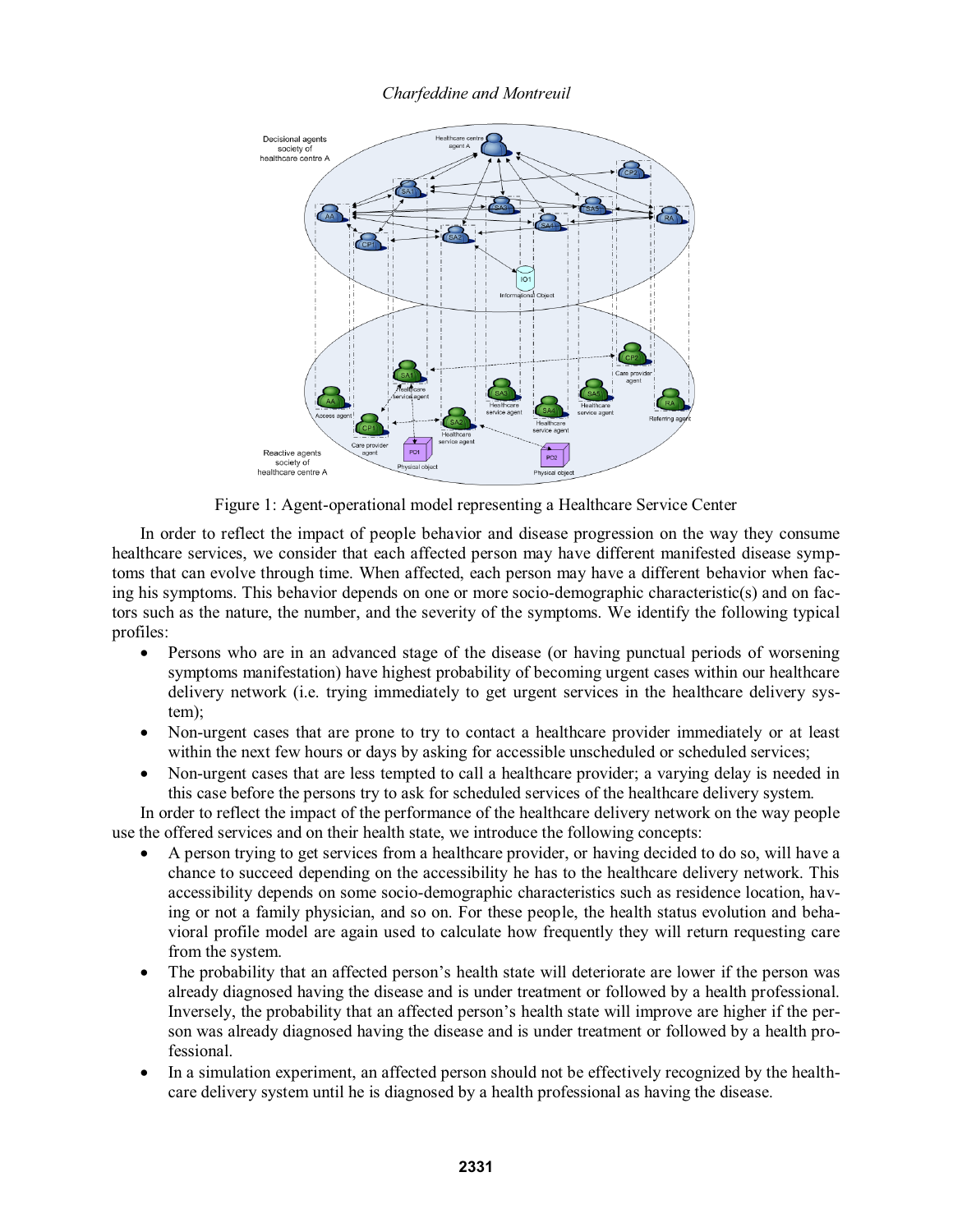Decisional agents society of healthcare centre A

Healthcare centre agent A

SA1

SA3

SA5

CP2

AA

SA4

RA

CP1

SA2

IO1

Informational Object

CP2

Care provider agent

SA1

Healthcare service agent

SA3

Healthcare service agent

SA5

Healthcare service agent

AA

Access agent

SA4

Healthcare service agent

RA

Referring agent

CP1

Care provider agent

SA2

Healthcare service agent

PO1

Physical object

PO2

Physical object

Reactive agents society of healthcare centre A

Figure 1: Agent-operational model representing a Healthcare Service Center

In order to reflect the impact of people behavior and disease progression on the way they consume healthcare services, we consider that each affected person may have different manifested disease symptoms that can evolve through time. When affected, each person may have a different behavior when facing his symptoms. This behavior depends on one or more socio-demographic characteristic(s) and on factors such as the nature, the number, and the severity of the symptoms. We identify the following typical profiles:

- Persons who are in an advanced stage of the disease (or having punctual periods of worsening symptoms manifestation) have highest probability of becoming urgent cases within our healthcare delivery network (i.e. trying immediately to get urgent services in the healthcare delivery system);
- Non-urgent cases that are prone to try to contact a healthcare provider immediately or at least within the next few hours or days by asking for accessible unscheduled or scheduled services;
- Non-urgent cases that are less tempted to call a healthcare provider; a varying delay is needed in this case before the persons try to ask for scheduled services of the healthcare delivery system.

In order to reflect the impact of the performance of the healthcare delivery network on the way people use the offered services and on their health state, we introduce the following concepts:

- A person trying to get services from a healthcare provider, or having decided to do so, will have a chance to succeed depending on the accessibility he has to the healthcare delivery network. This accessibility depends on some socio-demographic characteristics such as residence location, having or not a family physician, and so on. For these people, the health status evolution and behavioral profile model are again used to calculate how frequently they will return requesting care from the system.
- The probability that an affected person's health state will deteriorate are lower if the person was already diagnosed having the disease and is under treatment or followed by a health professional. Inversely, the probability that an affected person's health state will improve are higher if the person was already diagnosed having the disease and is under treatment or followed by a health professional.
- In a simulation experiment, an affected person should not be effectively recognized by the healthcare delivery system until he is diagnosed by a health professional as having the disease.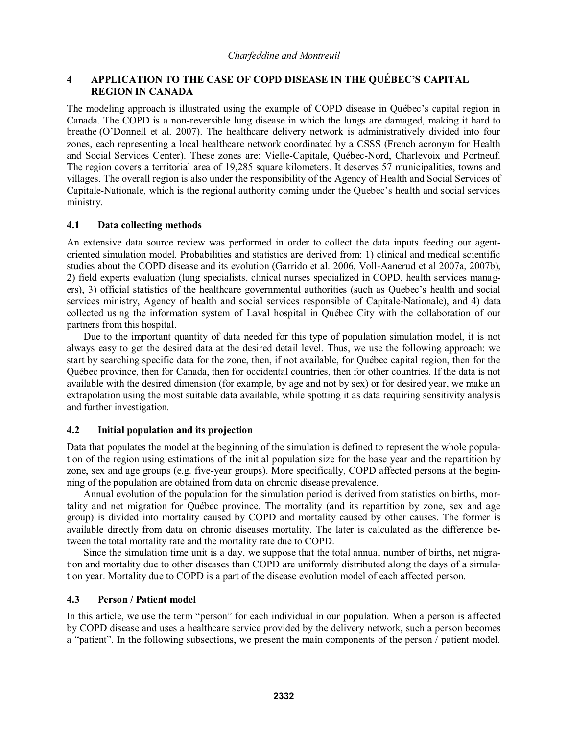## 4 APPLICATION TO THE CASE OF COPD DISEASE IN THE QUÉBEC'S CAPITAL REGION IN CANADA

The modeling approach is illustrated using the example of COPD disease in Québec's capital region in Canada. The COPD is a non-reversible lung disease in which the lungs are damaged, making it hard to breathe (O'Donnell et al. 2007). The healthcare delivery network is administratively divided into four zones, each representing a local healthcare network coordinated by a CSSS (French acronym for Health and Social Services Center). These zones are: Vielle-Capitale, Québec-Nord, Charlevoix and Portneuf. The region covers a territorial area of 19,285 square kilometers. It deserves 57 municipalities, towns and villages. The overall region is also under the responsibility of the Agency of Health and Social Services of Capitale-Nationale, which is the regional authority coming under the Quebec's health and social services ministry.

### 4.1 Data collecting methods

An extensive data source review was performed in order to collect the data inputs feeding our agent-oriented simulation model. Probabilities and statistics are derived from: 1) clinical and medical scientific studies about the COPD disease and its evolution (Garrido et al. 2006, Voll-Aanerud et al 2007a, 2007b), 2) field experts evaluation (lung specialists, clinical nurses specialized in COPD, health services managers), 3) official statistics of the healthcare governmental authorities (such as Quebec's health and social services ministry, Agency of health and social services responsible of Capitale-Nationale), and 4) data collected using the information system of Laval hospital in Québec City with the collaboration of our partners from this hospital.

Due to the important quantity of data needed for this type of population simulation model, it is not always easy to get the desired data at the desired detail level. Thus, we use the following approach: we start by searching specific data for the zone, then, if not available, for Québec capital region, then for the Québec province, then for Canada, then for occidental countries, then for other countries. If the data is not available with the desired dimension (for example, by age and not by sex) or for desired year, we make an extrapolation using the most suitable data available, while spotting it as data requiring sensitivity analysis and further investigation.

### 4.2 Initial population and its projection

Data that populates the model at the beginning of the simulation is defined to represent the whole population of the region using estimations of the initial population size for the base year and the repartition by zone, sex and age groups (e.g. five-year groups). More specifically, COPD affected persons at the beginning of the population are obtained from data on chronic disease prevalence.

Annual evolution of the population for the simulation period is derived from statistics on births, mortality and net migration for Québec province. The mortality (and its repartition by zone, sex and age group) is divided into mortality caused by COPD and mortality caused by other causes. The former is available directly from data on chronic diseases mortality. The later is calculated as the difference between the total mortality rate and the mortality rate due to COPD.

Since the simulation time unit is a day, we suppose that the total annual number of births, net migration and mortality due to other diseases than COPD are uniformly distributed along the days of a simulation year. Mortality due to COPD is a part of the disease evolution model of each affected person.

### 4.3 Person / Patient model

In this article, we use the term "person" for each individual in our population. When a person is affected by COPD disease and uses a healthcare service provided by the delivery network, such a person becomes a "patient". In the following subsections, we present the main components of the person / patient model.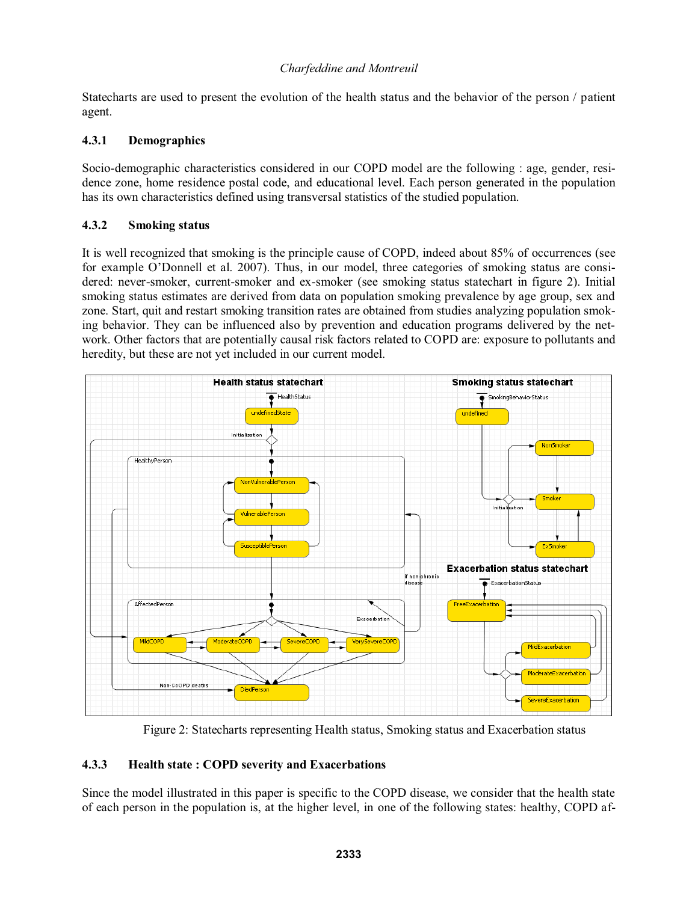Statecharts are used to present the evolution of the health status and the behavior of the person / patient agent.

### 4.3.1 Demographics

Socio-demographic characteristics considered in our COPD model are the following : age, gender, residence zone, home residence postal code, and educational level. Each person generated in the population has its own characteristics defined using transversal statistics of the studied population.

### 4.3.2 Smoking status

It is well recognized that smoking is the principle cause of COPD, indeed about 85% of occurrences (see for example O'Donnell et al. 2007). Thus, in our model, three categories of smoking status are considered: never-smoker, current-smoker and ex-smoker (see smoking status statechart in figure 2). Initial smoking status estimates are derived from data on population smoking prevalence by age group, sex and zone. Start, quit and restart smoking transition rates are obtained from studies analyzing population smoking behavior. They can be influenced also by prevention and education programs delivered by the network. Other factors that are potentially causal risk factors related to COPD are: exposure to pollutants and heredity, but these are not yet included in our current model.

Figure 2: Statecharts representing Health status, Smoking status and Exacerbation status

### 4.3.3 Health state : COPD severity and Exacerbations

Since the model illustrated in this paper is specific to the COPD disease, we consider that the health state of each person in the population is, at the higher level, in one of the following states: healthy, COPD af-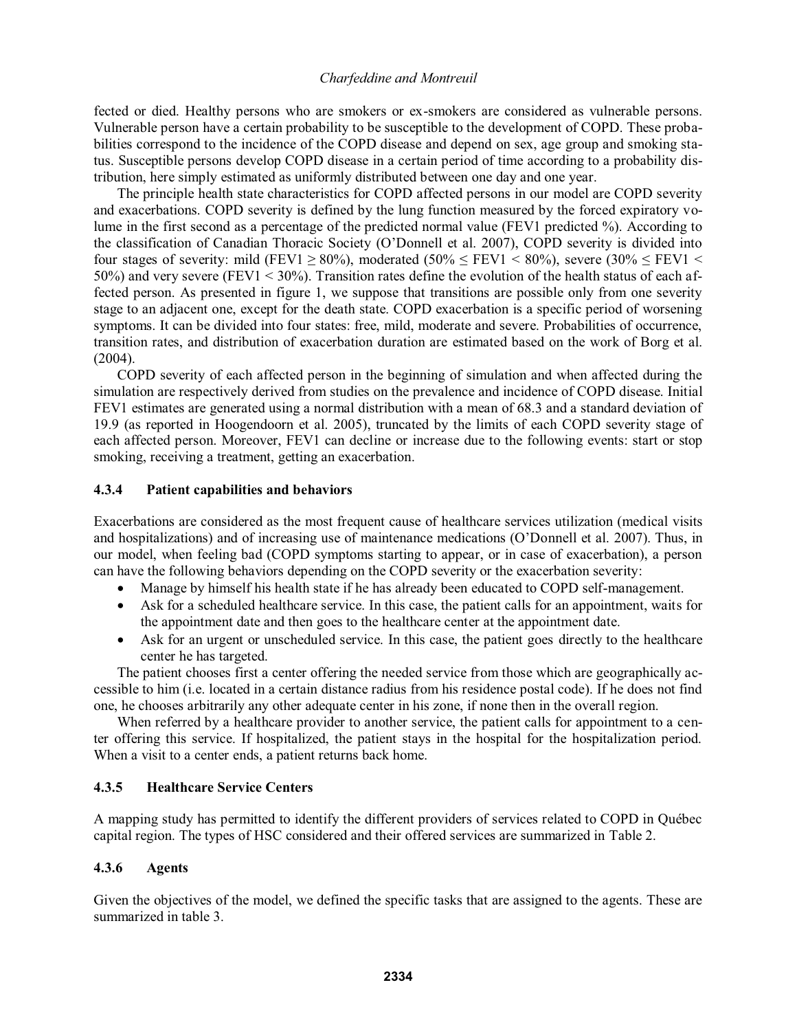fected or died. Healthy persons who are smokers or ex-smokers are considered as vulnerable persons. Vulnerable person have a certain probability to be susceptible to the development of COPD. These probabilities correspond to the incidence of the COPD disease and depend on sex, age group and smoking status. Susceptible persons develop COPD disease in a certain period of time according to a probability distribution, here simply estimated as uniformly distributed between one day and one year.

The principle health state characteristics for COPD affected persons in our model are COPD severity and exacerbations. COPD severity is defined by the lung function measured by the forced expiratory volume in the first second as a percentage of the predicted normal value (FEV1 predicted %). According to the classification of Canadian Thoracic Society (O'Donnell et al. 2007), COPD severity is divided into four stages of severity: mild (FEV1 $\geq$ 80%), moderated (50% $\leq$ FEV1 < 80%), severe (30% $\leq$ FEV1 < 50%) and very severe (FEV1 < 30%). Transition rates define the evolution of the health status of each affected person. As presented in figure 1, we suppose that transitions are possible only from one severity stage to an adjacent one, except for the death state. COPD exacerbation is a specific period of worsening symptoms. It can be divided into four states: free, mild, moderate and severe. Probabilities of occurrence, transition rates, and distribution of exacerbation duration are estimated based on the work of Borg et al. (2004).

COPD severity of each affected person in the beginning of simulation and when affected during the simulation are respectively derived from studies on the prevalence and incidence of COPD disease. Initial FEV1 estimates are generated using a normal distribution with a mean of 68.3 and a standard deviation of 19.9 (as reported in Hoogendoorn et al. 2005), truncated by the limits of each COPD severity stage of each affected person. Moreover, FEV1 can decline or increase due to the following events: start or stop smoking, receiving a treatment, getting an exacerbation.

### 4.3.4 Patient capabilities and behaviors

Exacerbations are considered as the most frequent cause of healthcare services utilization (medical visits and hospitalizations) and of increasing use of maintenance medications (O'Donnell et al. 2007). Thus, in our model, when feeling bad (COPD symptoms starting to appear, or in case of exacerbation), a person can have the following behaviors depending on the COPD severity or the exacerbation severity:

- Manage by himself his health state if he has already been educated to COPD self-management.
- Ask for a scheduled healthcare service. In this case, the patient calls for an appointment, waits for the appointment date and then goes to the healthcare center at the appointment date.
- Ask for an urgent or unscheduled service. In this case, the patient goes directly to the healthcare center he has targeted.

The patient chooses first a center offering the needed service from those which are geographically accessible to him (i.e. located in a certain distance radius from his residence postal code). If he does not find one, he chooses arbitrarily any other adequate center in his zone, if none then in the overall region.

When referred by a healthcare provider to another service, the patient calls for appointment to a center offering this service. If hospitalized, the patient stays in the hospital for the hospitalization period. When a visit to a center ends, a patient returns back home.

### 4.3.5 Healthcare Service Centers

A mapping study has permitted to identify the different providers of services related to COPD in Québec capital region. The types of HSC considered and their offered services are summarized in Table 2.

### 4.3.6 Agents

Given the objectives of the model, we defined the specific tasks that are assigned to the agents. These are summarized in table 3.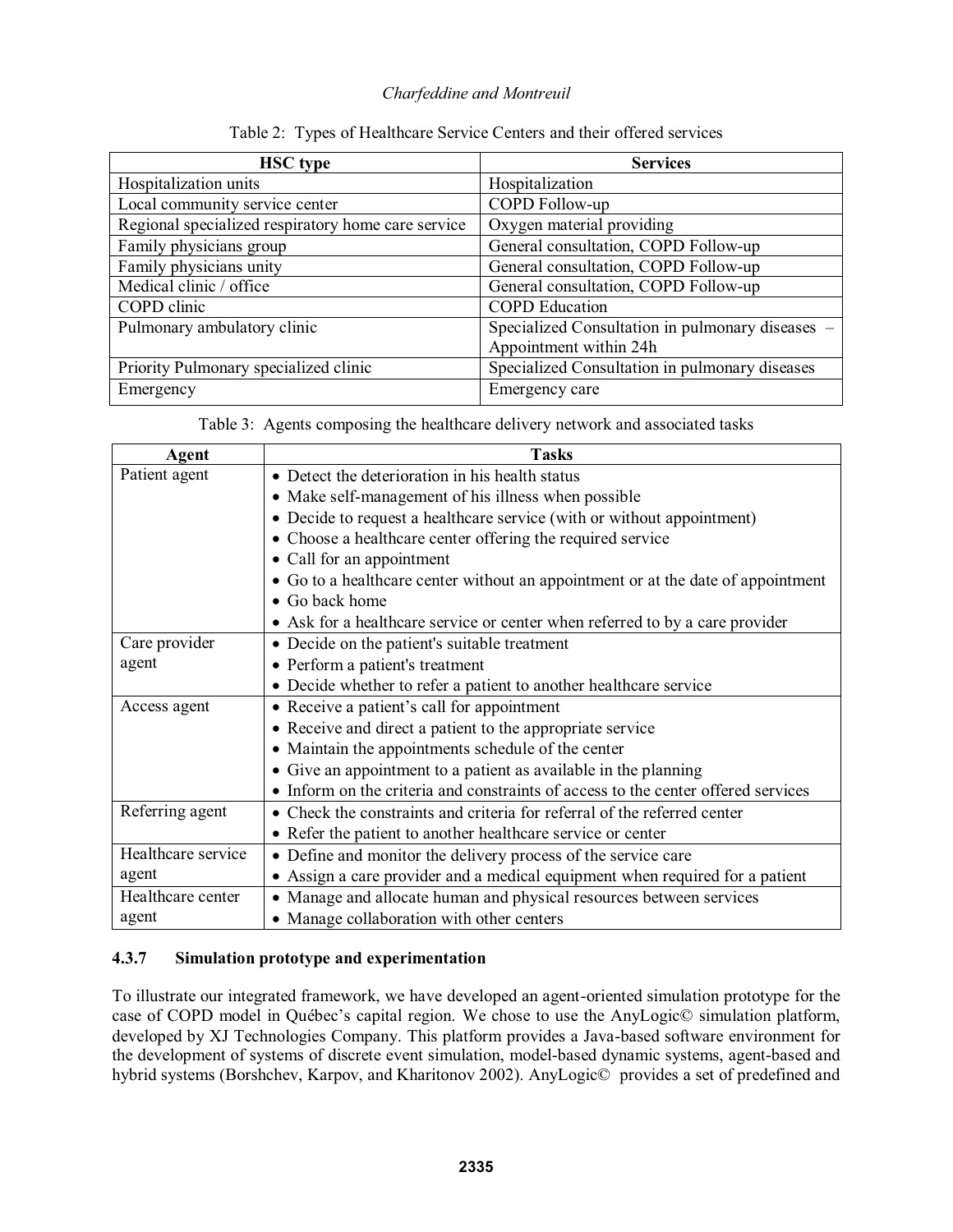Table 2: Types of Healthcare Service Centers and their offered services

| HSC type | Services |
|---|---|
| Hospitalization units | Hospitalization |
| Local community service center | COPD Follow-up |
| Regional specialized respiratory home care service | Oxygen material providing |
| Family physicians group | General consultation, COPD Follow-up |
| Family physicians unity | General consultation, COPD Follow-up |
| Medical clinic / office | General consultation, COPD Follow-up |
| COPD clinic | COPD Education |
| Pulmonary ambulatory clinic | Specialized Consultation in pulmonary diseases – Appointment within 24h |
| Priority Pulmonary specialized clinic | Specialized Consultation in pulmonary diseases |
| Emergency | Emergency care |

Table 3: Agents composing the healthcare delivery network and associated tasks

| Agent | Tasks |
|---|---|
| Patient agent | • Detect the deterioration in his health status<br>• Make self-management of his illness when possible<br>• Decide to request a healthcare service (with or without appointment)<br>• Choose a healthcare center offering the required service<br>• Call for an appointment<br>• Go to a healthcare center without an appointment or at the date of appointment<br>• Go back home<br>• Ask for a healthcare service or center when referred to by a care provider |
| Care provider agent | • Decide on the patient's suitable treatment<br>• Perform a patient's treatment<br>• Decide whether to refer a patient to another healthcare service |
| Access agent | • Receive a patient's call for appointment<br>• Receive and direct a patient to the appropriate service<br>• Maintain the appointments schedule of the center<br>• Give an appointment to a patient as available in the planning<br>• Inform on the criteria and constraints of access to the center offered services |
| Referring agent | • Check the constraints and criteria for referral of the referred center<br>• Refer the patient to another healthcare service or center |
| Healthcare service agent | • Define and monitor the delivery process of the service care<br>• Assign a care provider and a medical equipment when required for a patient |
| Healthcare center agent | • Manage and allocate human and physical resources between services<br>• Manage collaboration with other centers |

#### 4.3.7 Simulation prototype and experimentation

To illustrate our integrated framework, we have developed an agent-oriented simulation prototype for the case of COPD model in Québec's capital region. We chose to use the AnyLogic© simulation platform, developed by XJ Technologies Company. This platform provides a Java-based software environment for the development of systems of discrete event simulation, model-based dynamic systems, agent-based and hybrid systems (Borshchev, Karpov, and Kharitonov 2002). AnyLogic© provides a set of predefined and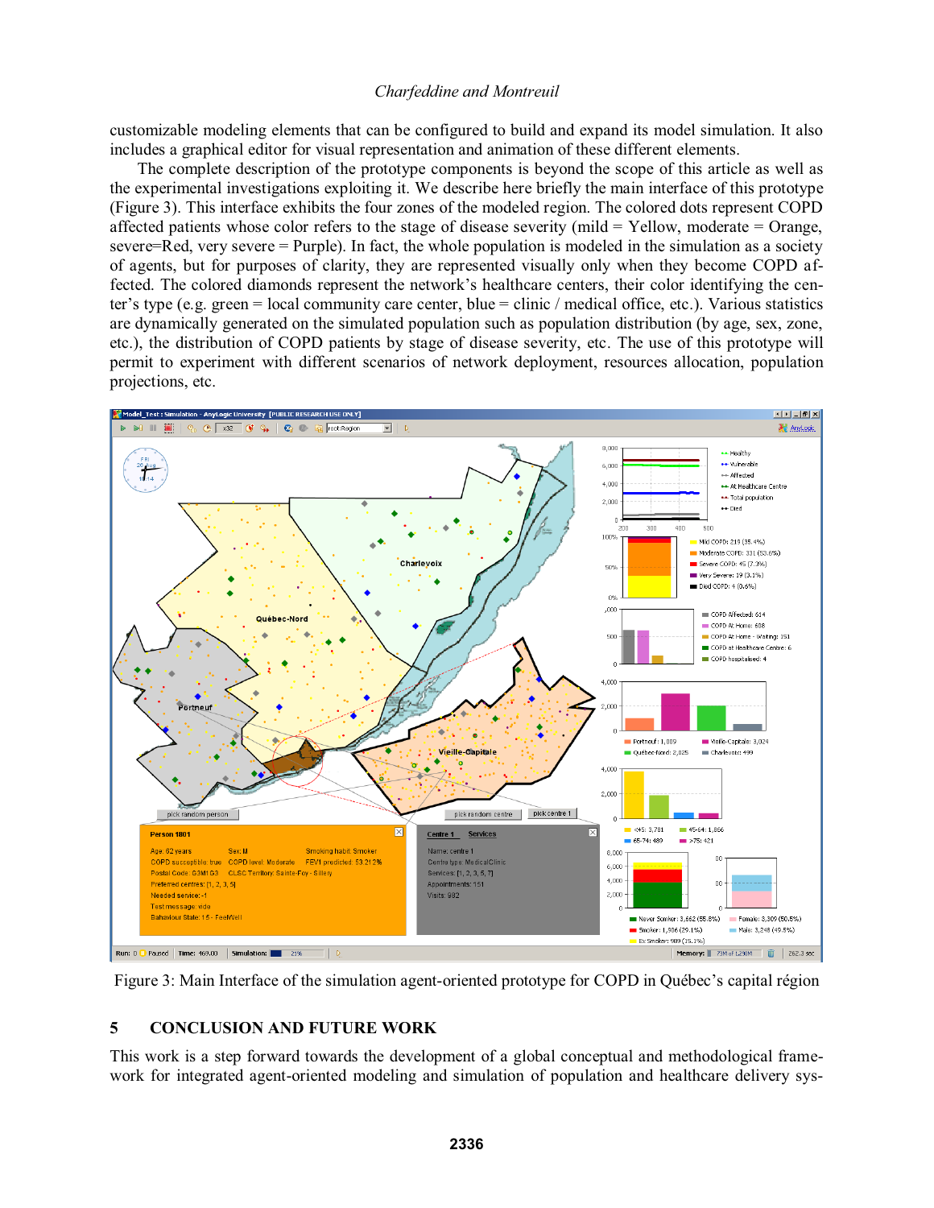customizable modeling elements that can be configured to build and expand its model simulation. It also includes a graphical editor for visual representation and animation of these different elements.

The complete description of the prototype components is beyond the scope of this article as well as the experimental investigations exploiting it. We describe here briefly the main interface of this prototype (Figure 3). This interface exhibits the four zones of the modeled region. The colored dots represent COPD affected patients whose color refers to the stage of disease severity (mild = Yellow, moderate = Orange, severe=Red, very severe = Purple). In fact, the whole population is modeled in the simulation as a society of agents, but for purposes of clarity, they are represented visually only when they become COPD affected. The colored diamonds represent the network's healthcare centers, their color identifying the center's type (e.g. green = local community care center, blue = clinic / medical office, etc.). Various statistics are dynamically generated on the simulated population such as population distribution (by age, sex, zone, etc.), the distribution of COPD patients by stage of disease severity, etc. The use of this prototype will permit to experiment with different scenarios of network deployment, resources allocation, population projections, etc.

Figure 3: Main Interface of the simulation agent-oriented prototype for COPD in Québec's capital région

## 5 CONCLUSION AND FUTURE WORK

This work is a step forward towards the development of a global conceptual and methodological framework for integrated agent-oriented modeling and simulation of population and healthcare delivery sys-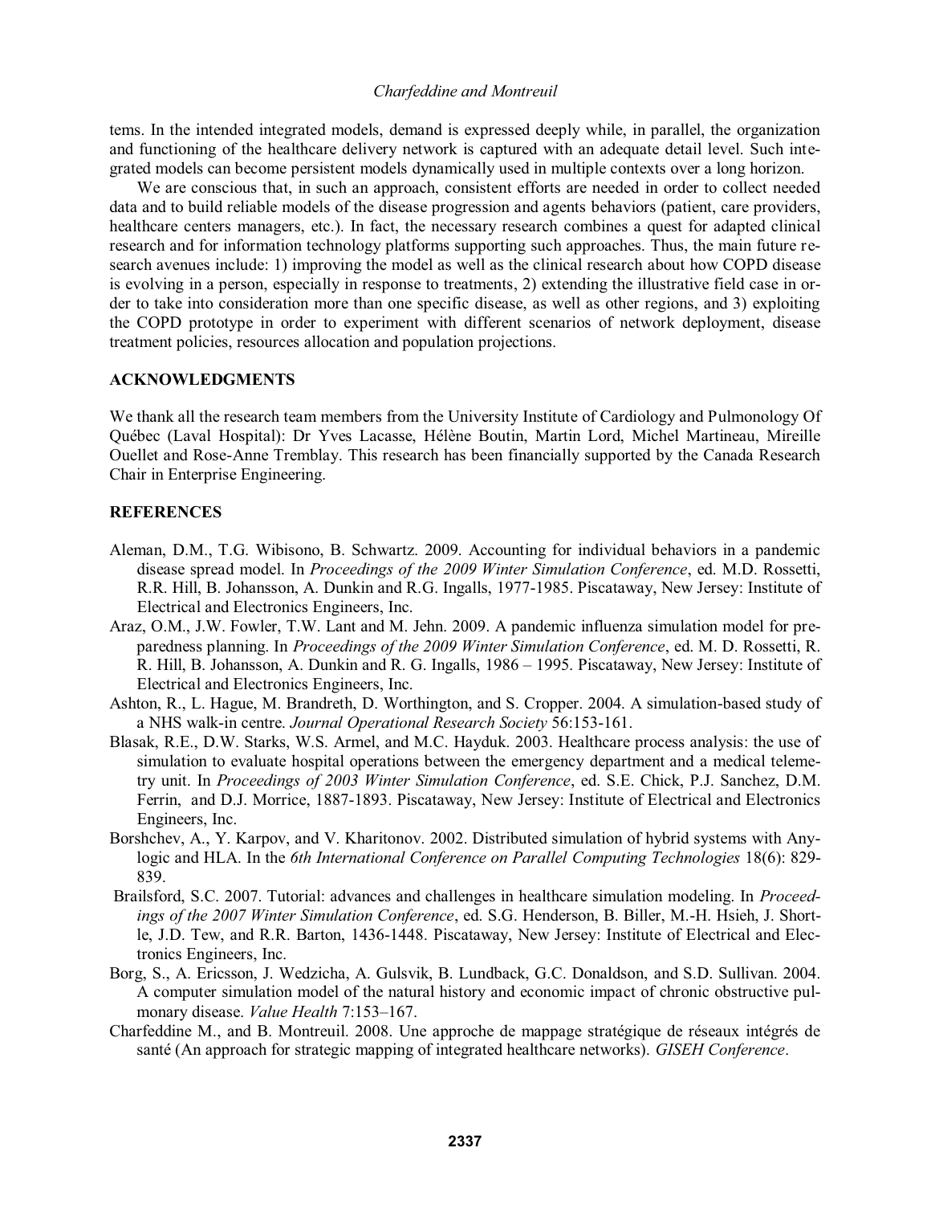tems. In the intended integrated models, demand is expressed deeply while, in parallel, the organization and functioning of the healthcare delivery network is captured with an adequate detail level. Such integrated models can become persistent models dynamically used in multiple contexts over a long horizon.

We are conscious that, in such an approach, consistent efforts are needed in order to collect needed data and to build reliable models of the disease progression and agents behaviors (patient, care providers, healthcare centers managers, etc.). In fact, the necessary research combines a quest for adapted clinical research and for information technology platforms supporting such approaches. Thus, the main future research avenues include: 1) improving the model as well as the clinical research about how COPD disease is evolving in a person, especially in response to treatments, 2) extending the illustrative field case in order to take into consideration more than one specific disease, as well as other regions, and 3) exploiting the COPD prototype in order to experiment with different scenarios of network deployment, disease treatment policies, resources allocation and population projections.

## ACKNOWLEDGMENTS

We thank all the research team members from the University Institute of Cardiology and Pulmonology Of Québec (Laval Hospital): Dr Yves Lacasse, Hélène Boutin, Martin Lord, Michel Martineau, Mireille Ouellet and Rose-Anne Tremblay. This research has been financially supported by the Canada Research Chair in Enterprise Engineering.

## REFERENCES

Aleman, D.M., T.G. Wibisono, B. Schwartz. 2009. Accounting for individual behaviors in a pandemic disease spread model. In *Proceedings of the 2009 Winter Simulation Conference*, ed. M.D. Rossetti, R.R. Hill, B. Johansson, A. Dunkin and R.G. Ingalls, 1977-1985. Piscataway, New Jersey: Institute of Electrical and Electronics Engineers, Inc.

Araz, O.M., J.W. Fowler, T.W. Lant and M. Jehn. 2009. A pandemic influenza simulation model for preparedness planning. In *Proceedings of the 2009 Winter Simulation Conference*, ed. M. D. Rossetti, R. R. Hill, B. Johansson, A. Dunkin and R. G. Ingalls, 1986 – 1995. Piscataway, New Jersey: Institute of Electrical and Electronics Engineers, Inc.

Ashton, R., L. Hague, M. Brandreth, D. Worthington, and S. Cropper. 2004. A simulation-based study of a NHS walk-in centre. *Journal Operational Research Society* 56:153-161.

Blasak, R.E., D.W. Starks, W.S. Armel, and M.C. Hayduk. 2003. Healthcare process analysis: the use of simulation to evaluate hospital operations between the emergency department and a medical telemetry unit. In *Proceedings of 2003 Winter Simulation Conference*, ed. S.E. Chick, P.J. Sanchez, D.M. Ferrin, and D.J. Morrice, 1887-1893. Piscataway, New Jersey: Institute of Electrical and Electronics Engineers, Inc.

Borshchev, A., Y. Karpov, and V. Kharitonov. 2002. Distributed simulation of hybrid systems with Anylogic and HLA. In the *6th International Conference on Parallel Computing Technologies* 18(6): 829-839.

Brailsford, S.C. 2007. Tutorial: advances and challenges in healthcare simulation modeling. In *Proceedings of the 2007 Winter Simulation Conference*, ed. S.G. Henderson, B. Biller, M.-H. Hsieh, J. Shortle, J.D. Tew, and R.R. Barton, 1436-1448. Piscataway, New Jersey: Institute of Electrical and Electronics Engineers, Inc.

Borg, S., A. Ericsson, J. Wedzicha, A. Gulsvik, B. Lundback, G.C. Donaldson, and S.D. Sullivan. 2004. A computer simulation model of the natural history and economic impact of chronic obstructive pulmonary disease. *Value Health* 7:153–167.

Charfeddine M., and B. Montreuil. 2008. Une approche de mappage stratégique de réseaux intégrés de santé (An approach for strategic mapping of integrated healthcare networks). *GISEH Conference*.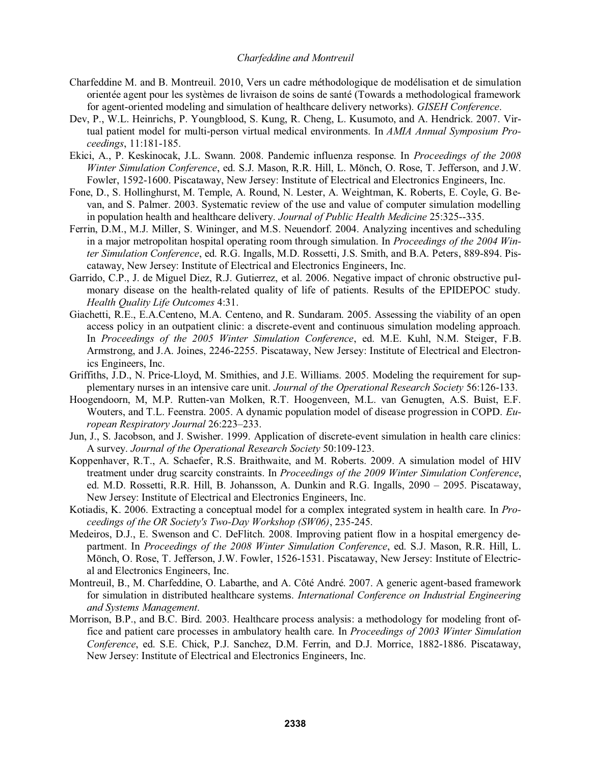Charfeddine M. and B. Montreuil. 2010, Vers un cadre méthodologique de modélisation et de simulation orientée agent pour les systèmes de livraison de soins de santé (Towards a methodological framework for agent-oriented modeling and simulation of healthcare delivery networks). *GISEH Conference*.

Dev, P., W.L. Heinrichs, P. Youngblood, S. Kung, R. Cheng, L. Kusumoto, and A. Hendrick. 2007. Virtual patient model for multi-person virtual medical environments. In *AMIA Annual Symposium Proceedings*, 11:181-185.

Ekici, A., P. Keskinocak, J.L. Swann. 2008. Pandemic influenza response. In *Proceedings of the 2008 Winter Simulation Conference*, ed. S.J. Mason, R.R. Hill, L. Mönch, O. Rose, T. Jefferson, and J.W. Fowler, 1592-1600. Piscataway, New Jersey: Institute of Electrical and Electronics Engineers, Inc.

Fone, D., S. Hollinghurst, M. Temple, A. Round, N. Lester, A. Weightman, K. Roberts, E. Coyle, G. Bevan, and S. Palmer. 2003. Systematic review of the use and value of computer simulation modelling in population health and healthcare delivery. *Journal of Public Health Medicine* 25:325--335.

Ferrin, D.M., M.J. Miller, S. Wininger, and M.S. Neuendorf. 2004. Analyzing incentives and scheduling in a major metropolitan hospital operating room through simulation. In *Proceedings of the 2004 Winter Simulation Conference*, ed. R.G. Ingalls, M.D. Rossetti, J.S. Smith, and B.A. Peters, 889-894. Piscataway, New Jersey: Institute of Electrical and Electronics Engineers, Inc.

Garrido, C.P., J. de Miguel Diez, R.J. Gutierrez, et al. 2006. Negative impact of chronic obstructive pulmonary disease on the health-related quality of life of patients. Results of the EPIDEPOC study. *Health Quality Life Outcomes* 4:31.

Giachetti, R.E., E.A.Centeno, M.A. Centeno, and R. Sundaram. 2005. Assessing the viability of an open access policy in an outpatient clinic: a discrete-event and continuous simulation modeling approach. In *Proceedings of the 2005 Winter Simulation Conference*, ed. M.E. Kuhl, N.M. Steiger, F.B. Armstrong, and J.A. Joines, 2246-2255. Piscataway, New Jersey: Institute of Electrical and Electronics Engineers, Inc.

Griffiths, J.D., N. Price-Lloyd, M. Smithies, and J.E. Williams. 2005. Modeling the requirement for supplementary nurses in an intensive care unit. *Journal of the Operational Research Society* 56:126-133.

Hoogendoorn, M, M.P. Rutten-van Molken, R.T. Hoogenveen, M.L. van Genugten, A.S. Buist, E.F. Wouters, and T.L. Feenstra. 2005. A dynamic population model of disease progression in COPD. *European Respiratory Journal* 26:223–233.

Jun, J., S. Jacobson, and J. Swisher. 1999. Application of discrete-event simulation in health care clinics: A survey. *Journal of the Operational Research Society* 50:109-123.

Koppenhaver, R.T., A. Schaefer, R.S. Braithwaite, and M. Roberts. 2009. A simulation model of HIV treatment under drug scarcity constraints. In *Proceedings of the 2009 Winter Simulation Conference*, ed. M.D. Rossetti, R.R. Hill, B. Johansson, A. Dunkin and R.G. Ingalls, 2090 – 2095. Piscataway, New Jersey: Institute of Electrical and Electronics Engineers, Inc.

Kotiadis, K. 2006. Extracting a conceptual model for a complex integrated system in health care. In *Proceedings of the OR Society's Two-Day Workshop (SW06)*, 235-245.

Medeiros, D.J., E. Swenson and C. DeFlitch. 2008. Improving patient flow in a hospital emergency department. In *Proceedings of the 2008 Winter Simulation Conference*, ed. S.J. Mason, R.R. Hill, L. Mönch, O. Rose, T. Jefferson, J.W. Fowler, 1526-1531. Piscataway, New Jersey: Institute of Electrical and Electronics Engineers, Inc.

Montreuil, B., M. Charfeddine, O. Labarthe, and A. Côté André. 2007. A generic agent-based framework for simulation in distributed healthcare systems. *International Conference on Industrial Engineering and Systems Management*.

Morrison, B.P., and B.C. Bird. 2003. Healthcare process analysis: a methodology for modeling front office and patient care processes in ambulatory health care. In *Proceedings of 2003 Winter Simulation Conference*, ed. S.E. Chick, P.J. Sanchez, D.M. Ferrin, and D.J. Morrice, 1882-1886. Piscataway, New Jersey: Institute of Electrical and Electronics Engineers, Inc.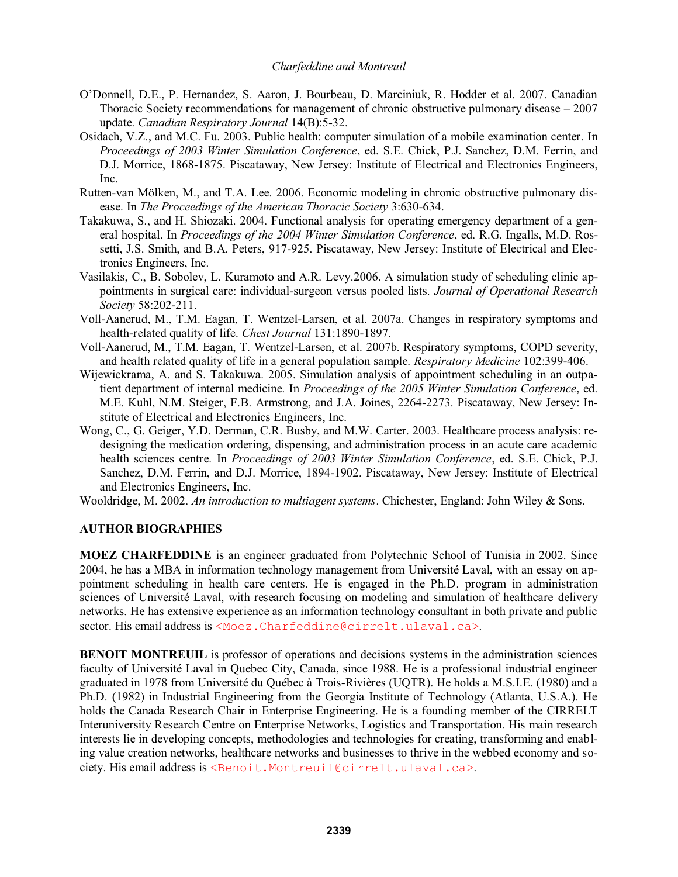O'Donnell, D.E., P. Hernandez, S. Aaron, J. Bourbeau, D. Marciniuk, R. Hodder et al. 2007. Canadian Thoracic Society recommendations for management of chronic obstructive pulmonary disease – 2007 update. *Canadian Respiratory Journal* 14(B):5-32.

Osidach, V.Z., and M.C. Fu. 2003. Public health: computer simulation of a mobile examination center. In *Proceedings of 2003 Winter Simulation Conference*, ed. S.E. Chick, P.J. Sanchez, D.M. Ferrin, and D.J. Morrice, 1868-1875. Piscataway, New Jersey: Institute of Electrical and Electronics Engineers, Inc.

Rutten-van Mölken, M., and T.A. Lee. 2006. Economic modeling in chronic obstructive pulmonary disease. In *The Proceedings of the American Thoracic Society* 3:630-634.

Takakuwa, S., and H. Shiozaki. 2004. Functional analysis for operating emergency department of a general hospital. In *Proceedings of the 2004 Winter Simulation Conference*, ed. R.G. Ingalls, M.D. Rossetti, J.S. Smith, and B.A. Peters, 917-925. Piscataway, New Jersey: Institute of Electrical and Electronics Engineers, Inc.

Vasilakis, C., B. Sobolev, L. Kuramoto and A.R. Levy.2006. A simulation study of scheduling clinic appointments in surgical care: individual-surgeon versus pooled lists. *Journal of Operational Research Society* 58:202-211.

Voll-Aanerud, M., T.M. Eagan, T. Wentzel-Larsen, et al. 2007a. Changes in respiratory symptoms and health-related quality of life. *Chest Journal* 131:1890-1897.

Voll-Aanerud, M., T.M. Eagan, T. Wentzel-Larsen, et al. 2007b. Respiratory symptoms, COPD severity, and health related quality of life in a general population sample. *Respiratory Medicine* 102:399-406.

Wijewickrama, A. and S. Takakuwa. 2005. Simulation analysis of appointment scheduling in an outpatient department of internal medicine. In *Proceedings of the 2005 Winter Simulation Conference*, ed. M.E. Kuhl, N.M. Steiger, F.B. Armstrong, and J.A. Joines, 2264-2273. Piscataway, New Jersey: Institute of Electrical and Electronics Engineers, Inc.

Wong, C., G. Geiger, Y.D. Derman, C.R. Busby, and M.W. Carter. 2003. Healthcare process analysis: redesigning the medication ordering, dispensing, and administration process in an acute care academic health sciences centre. In *Proceedings of 2003 Winter Simulation Conference*, ed. S.E. Chick, P.J. Sanchez, D.M. Ferrin, and D.J. Morrice, 1894-1902. Piscataway, New Jersey: Institute of Electrical and Electronics Engineers, Inc.

Wooldridge, M. 2002. *An introduction to multiagent systems*. Chichester, England: John Wiley & Sons.

## AUTHOR BIOGRAPHIES

**MOEZ CHARFEDDINE** is an engineer graduated from Polytechnic School of Tunisia in 2002. Since 2004, he has a MBA in information technology management from Université Laval, with an essay on appointment scheduling in health care centers. He is engaged in the Ph.D. program in administration sciences of Université Laval, with research focusing on modeling and simulation of healthcare delivery networks. He has extensive experience as an information technology consultant in both private and public sector. His email address is <Moez.Charfeddine@cirrelt.ulaval.ca>.

**BENOIT MONTREUIL** is professor of operations and decisions systems in the administration sciences faculty of Université Laval in Quebec City, Canada, since 1988. He is a professional industrial engineer graduated in 1978 from Université du Québec à Trois-Rivières (UQTR). He holds a M.S.I.E. (1980) and a Ph.D. (1982) in Industrial Engineering from the Georgia Institute of Technology (Atlanta, U.S.A.). He holds the Canada Research Chair in Enterprise Engineering. He is a founding member of the CIRRELT Interuniversity Research Centre on Enterprise Networks, Logistics and Transportation. His main research interests lie in developing concepts, methodologies and technologies for creating, transforming and enabling value creation networks, healthcare networks and businesses to thrive in the webbed economy and society. His email address is <Benoit.Montreuil@cirrelt.ulaval.ca>.